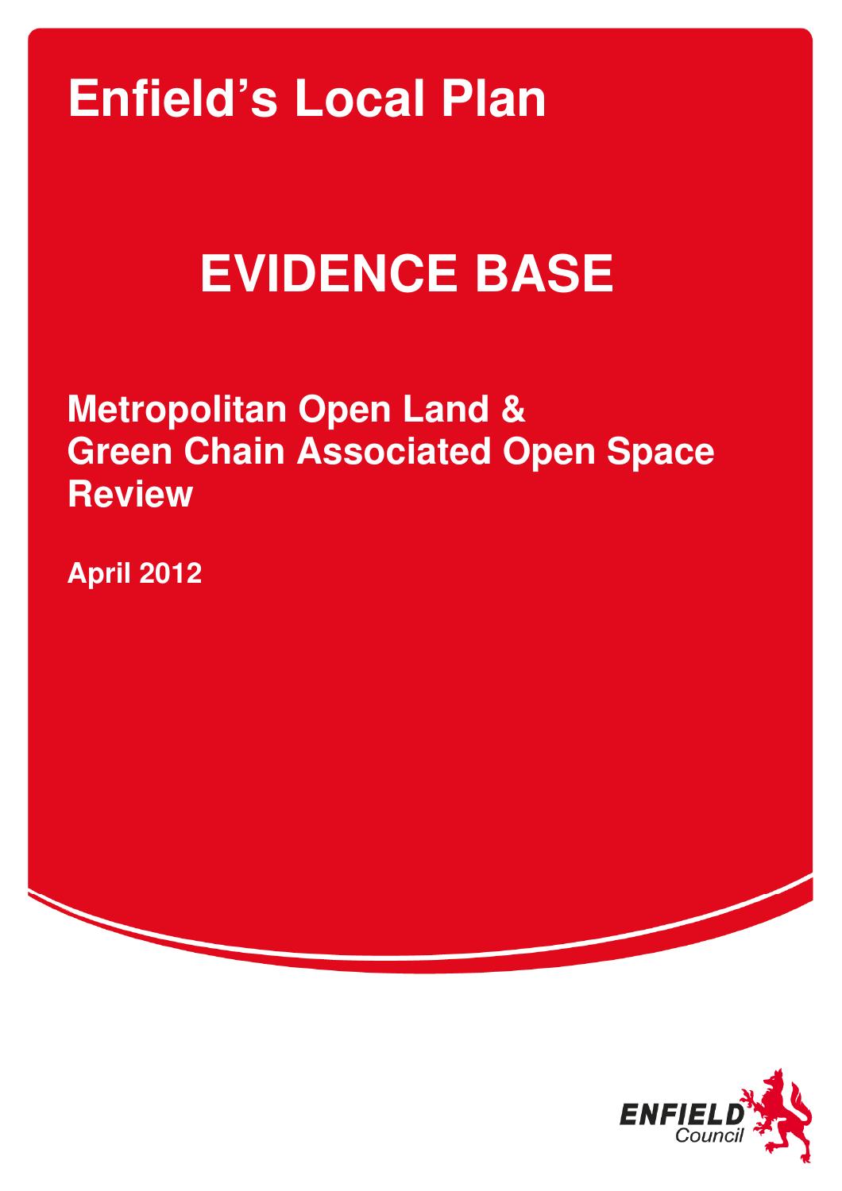# Enfield's Local Plan

# EVIDENCE BASE

## Metropolitan Open Land & Green Chain Associated Open Space Review

**April 2012**

ENFIELD Council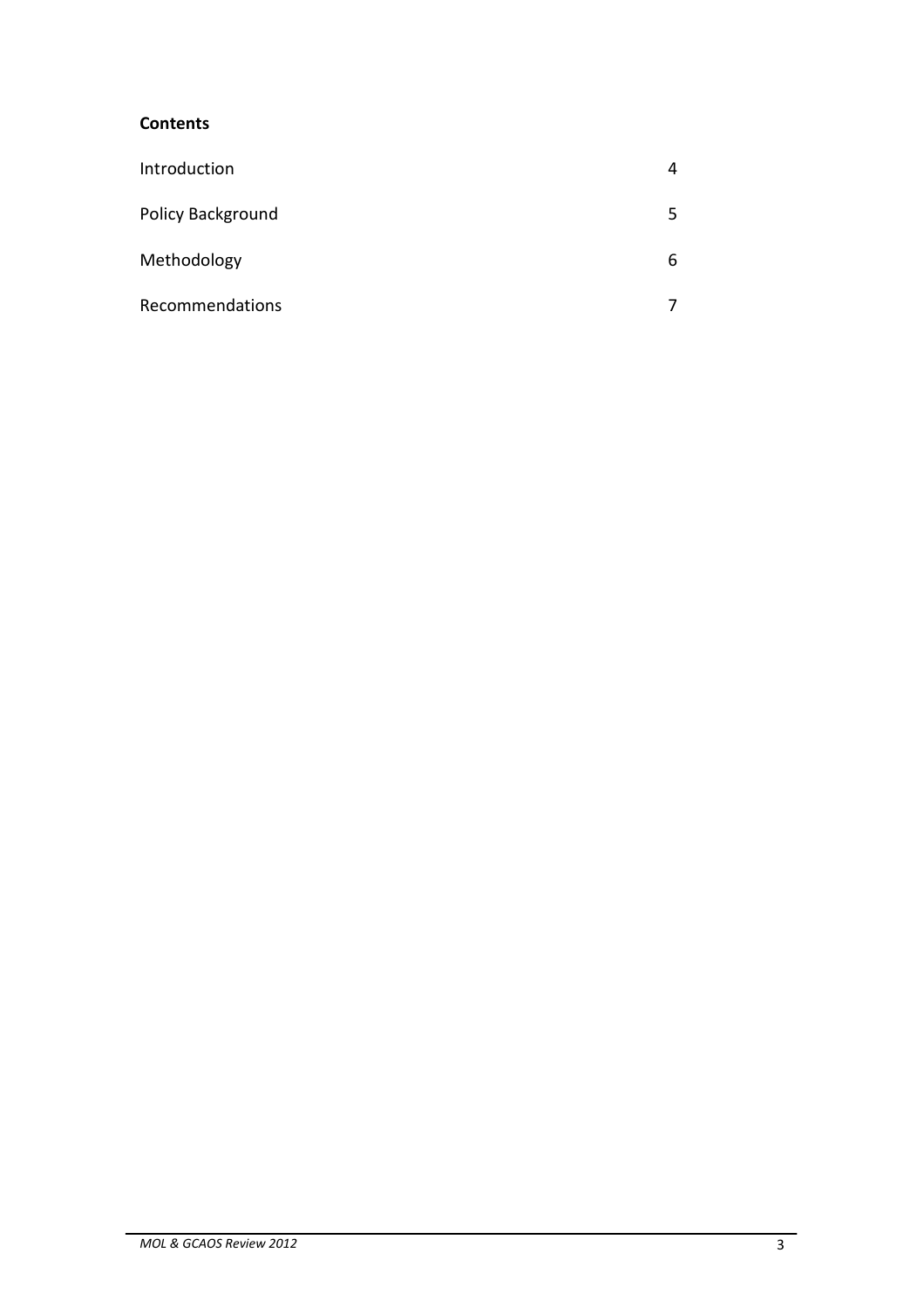**Contents**

| | |
|---|---|
| Introduction | 4 |
| Policy Background | 5 |
| Methodology | 6 |
| Recommendations | 7 |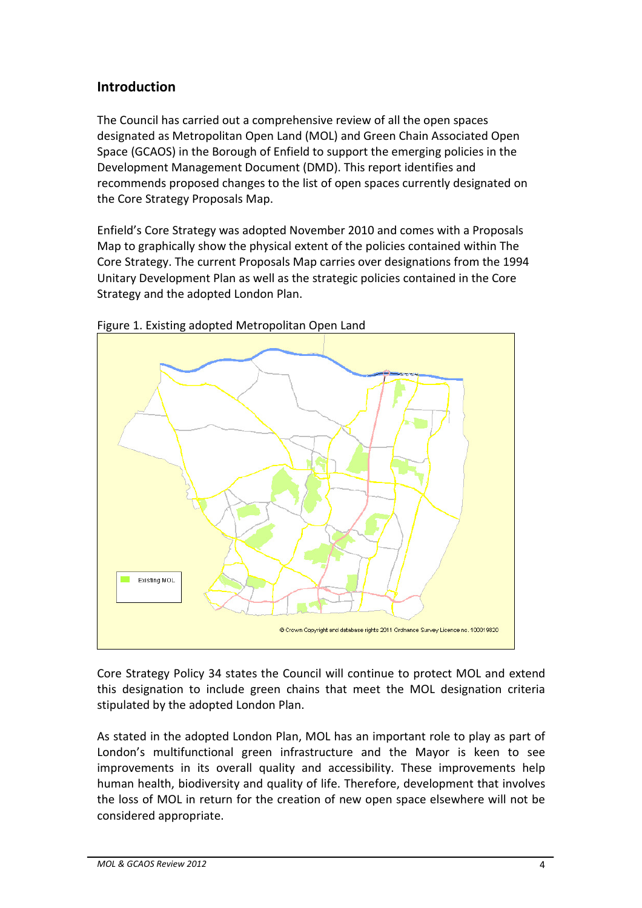## Introduction

The Council has carried out a comprehensive review of all the open spaces designated as Metropolitan Open Land (MOL) and Green Chain Associated Open Space (GCAOS) in the Borough of Enfield to support the emerging policies in the Development Management Document (DMD). This report identifies and recommends proposed changes to the list of open spaces currently designated on the Core Strategy Proposals Map.

Enfield's Core Strategy was adopted November 2010 and comes with a Proposals Map to graphically show the physical extent of the policies contained within The Core Strategy. The current Proposals Map carries over designations from the 1994 Unitary Development Plan as well as the strategic policies contained in the Core Strategy and the adopted London Plan.

Figure 1. Existing adopted Metropolitan Open Land

Core Strategy Policy 34 states the Council will continue to protect MOL and extend this designation to include green chains that meet the MOL designation criteria stipulated by the adopted London Plan.

As stated in the adopted London Plan, MOL has an important role to play as part of London's multifunctional green infrastructure and the Mayor is keen to see improvements in its overall quality and accessibility. These improvements help human health, biodiversity and quality of life. Therefore, development that involves the loss of MOL in return for the creation of new open space elsewhere will not be considered appropriate.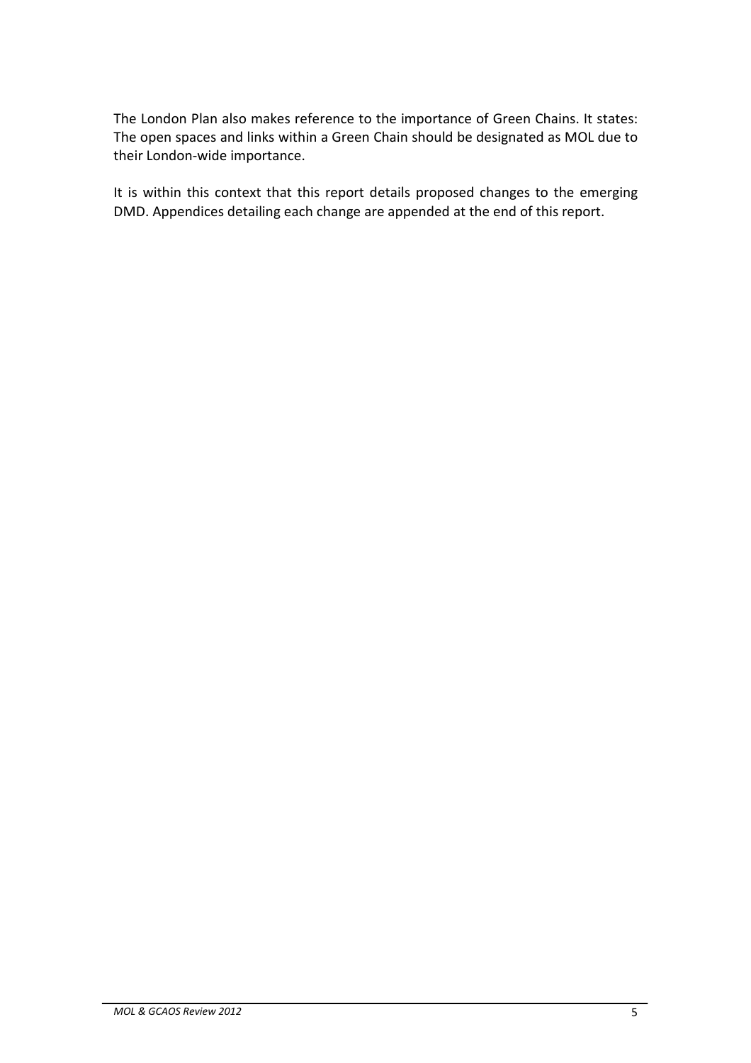The London Plan also makes reference to the importance of Green Chains. It states: The open spaces and links within a Green Chain should be designated as MOL due to their London-wide importance.

It is within this context that this report details proposed changes to the emerging DMD. Appendices detailing each change are appended at the end of this report.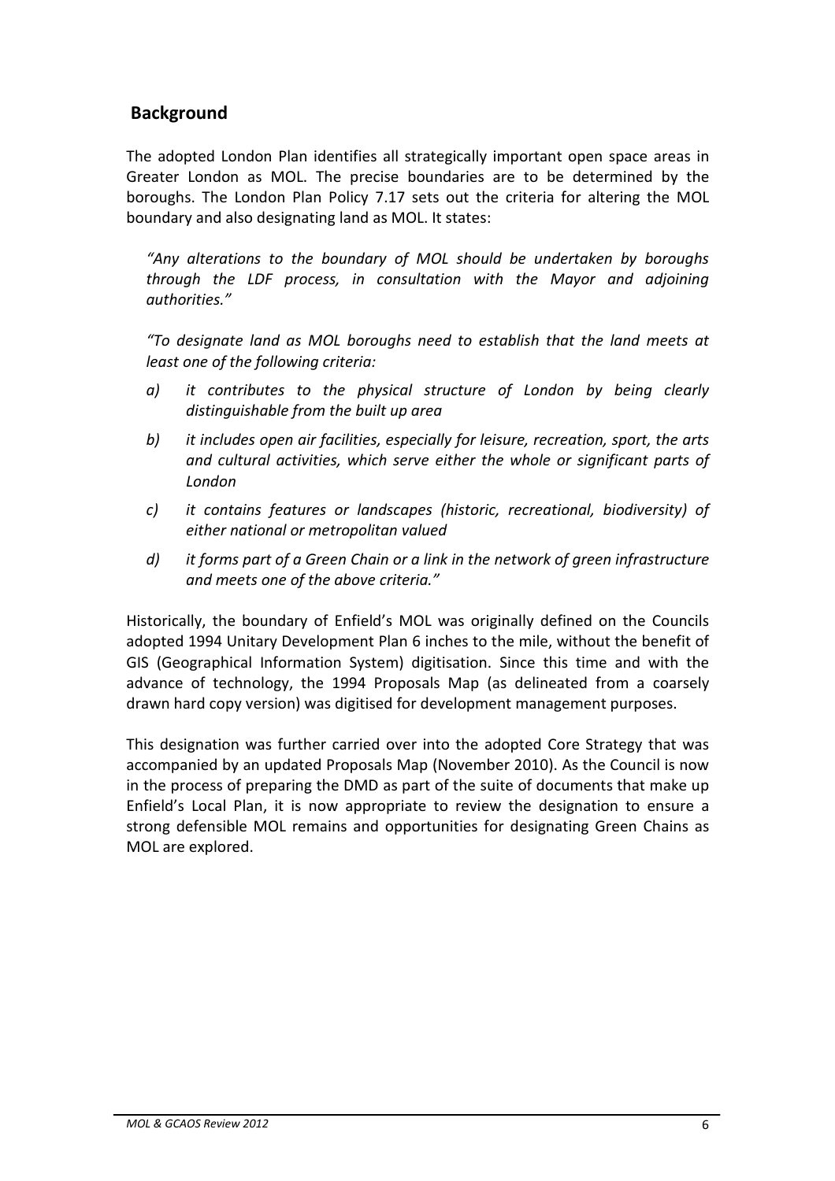## Background

The adopted London Plan identifies all strategically important open space areas in Greater London as MOL. The precise boundaries are to be determined by the boroughs. The London Plan Policy 7.17 sets out the criteria for altering the MOL boundary and also designating land as MOL. It states:

> *"Any alterations to the boundary of MOL should be undertaken by boroughs through the LDF process, in consultation with the Mayor and adjoining authorities."*
>
> *"To designate land as MOL boroughs need to establish that the land meets at least one of the following criteria:*
>
> *a) it contributes to the physical structure of London by being clearly distinguishable from the built up area*
>
> *b) it includes open air facilities, especially for leisure, recreation, sport, the arts and cultural activities, which serve either the whole or significant parts of London*
>
> *c) it contains features or landscapes (historic, recreational, biodiversity) of either national or metropolitan valued*
>
> *d) it forms part of a Green Chain or a link in the network of green infrastructure and meets one of the above criteria."*

Historically, the boundary of Enfield's MOL was originally defined on the Councils adopted 1994 Unitary Development Plan 6 inches to the mile, without the benefit of GIS (Geographical Information System) digitisation. Since this time and with the advance of technology, the 1994 Proposals Map (as delineated from a coarsely drawn hard copy version) was digitised for development management purposes.

This designation was further carried over into the adopted Core Strategy that was accompanied by an updated Proposals Map (November 2010). As the Council is now in the process of preparing the DMD as part of the suite of documents that make up Enfield's Local Plan, it is now appropriate to review the designation to ensure a strong defensible MOL remains and opportunities for designating Green Chains as MOL are explored.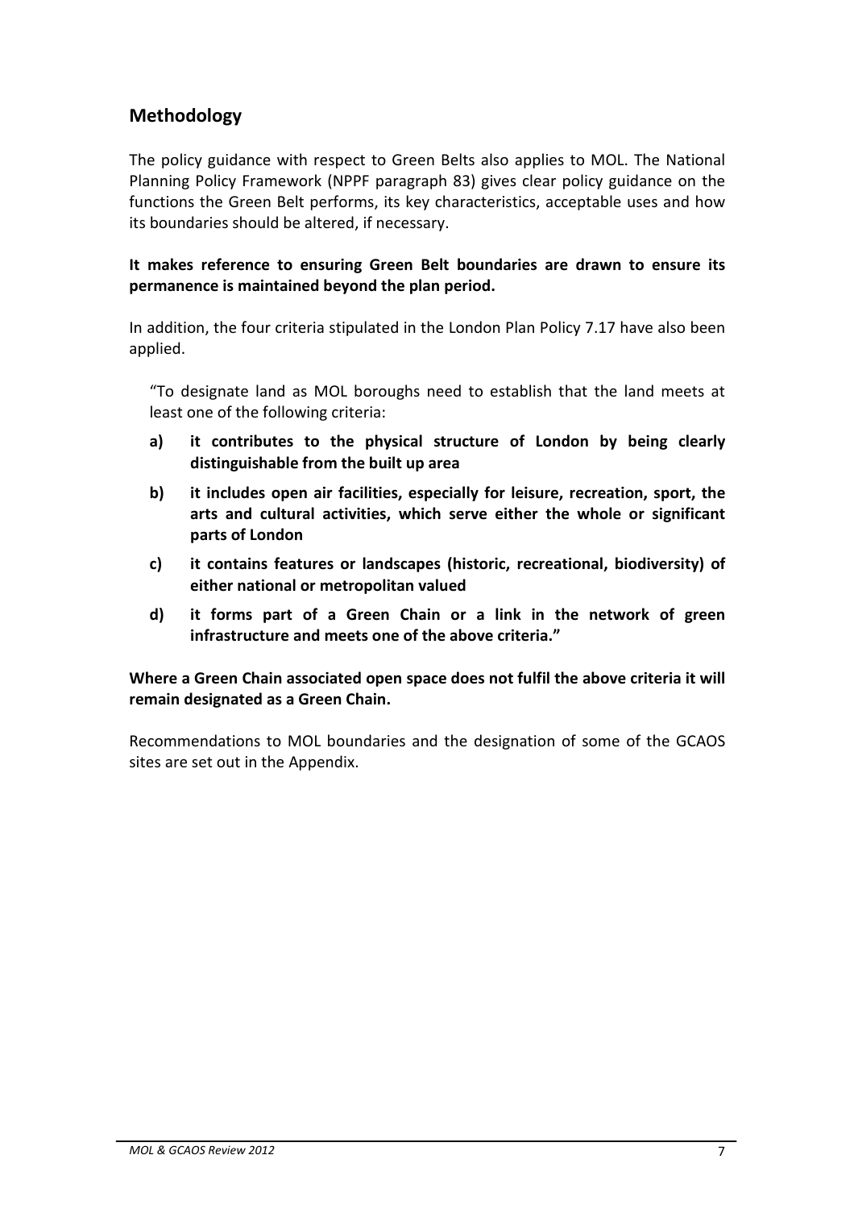## Methodology

The policy guidance with respect to Green Belts also applies to MOL. The National Planning Policy Framework (NPPF paragraph 83) gives clear policy guidance on the functions the Green Belt performs, its key characteristics, acceptable uses and how its boundaries should be altered, if necessary.

**It makes reference to ensuring Green Belt boundaries are drawn to ensure its permanence is maintained beyond the plan period.**

In addition, the four criteria stipulated in the London Plan Policy 7.17 have also been applied.

"To designate land as MOL boroughs need to establish that the land meets at least one of the following criteria:

- **a) it contributes to the physical structure of London by being clearly distinguishable from the built up area**
- **b) it includes open air facilities, especially for leisure, recreation, sport, the arts and cultural activities, which serve either the whole or significant parts of London**
- **c) it contains features or landscapes (historic, recreational, biodiversity) of either national or metropolitan valued**
- **d) it forms part of a Green Chain or a link in the network of green infrastructure and meets one of the above criteria."**

**Where a Green Chain associated open space does not fulfil the above criteria it will remain designated as a Green Chain.**

Recommendations to MOL boundaries and the designation of some of the GCAOS sites are set out in the Appendix.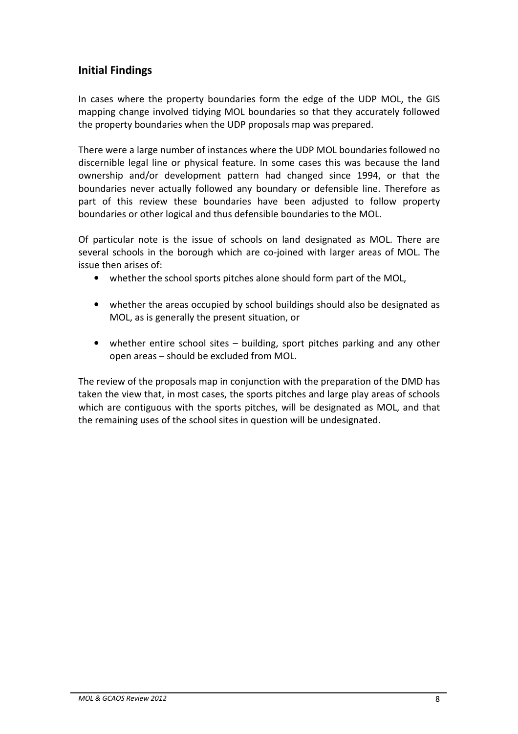## Initial Findings

In cases where the property boundaries form the edge of the UDP MOL, the GIS mapping change involved tidying MOL boundaries so that they accurately followed the property boundaries when the UDP proposals map was prepared.

There were a large number of instances where the UDP MOL boundaries followed no discernible legal line or physical feature. In some cases this was because the land ownership and/or development pattern had changed since 1994, or that the boundaries never actually followed any boundary or defensible line. Therefore as part of this review these boundaries have been adjusted to follow property boundaries or other logical and thus defensible boundaries to the MOL.

Of particular note is the issue of schools on land designated as MOL. There are several schools in the borough which are co-joined with larger areas of MOL. The issue then arises of:

- whether the school sports pitches alone should form part of the MOL,
- whether the areas occupied by school buildings should also be designated as MOL, as is generally the present situation, or
- whether entire school sites – building, sport pitches parking and any other open areas – should be excluded from MOL.

The review of the proposals map in conjunction with the preparation of the DMD has taken the view that, in most cases, the sports pitches and large play areas of schools which are contiguous with the sports pitches, will be designated as MOL, and that the remaining uses of the school sites in question will be undesignated.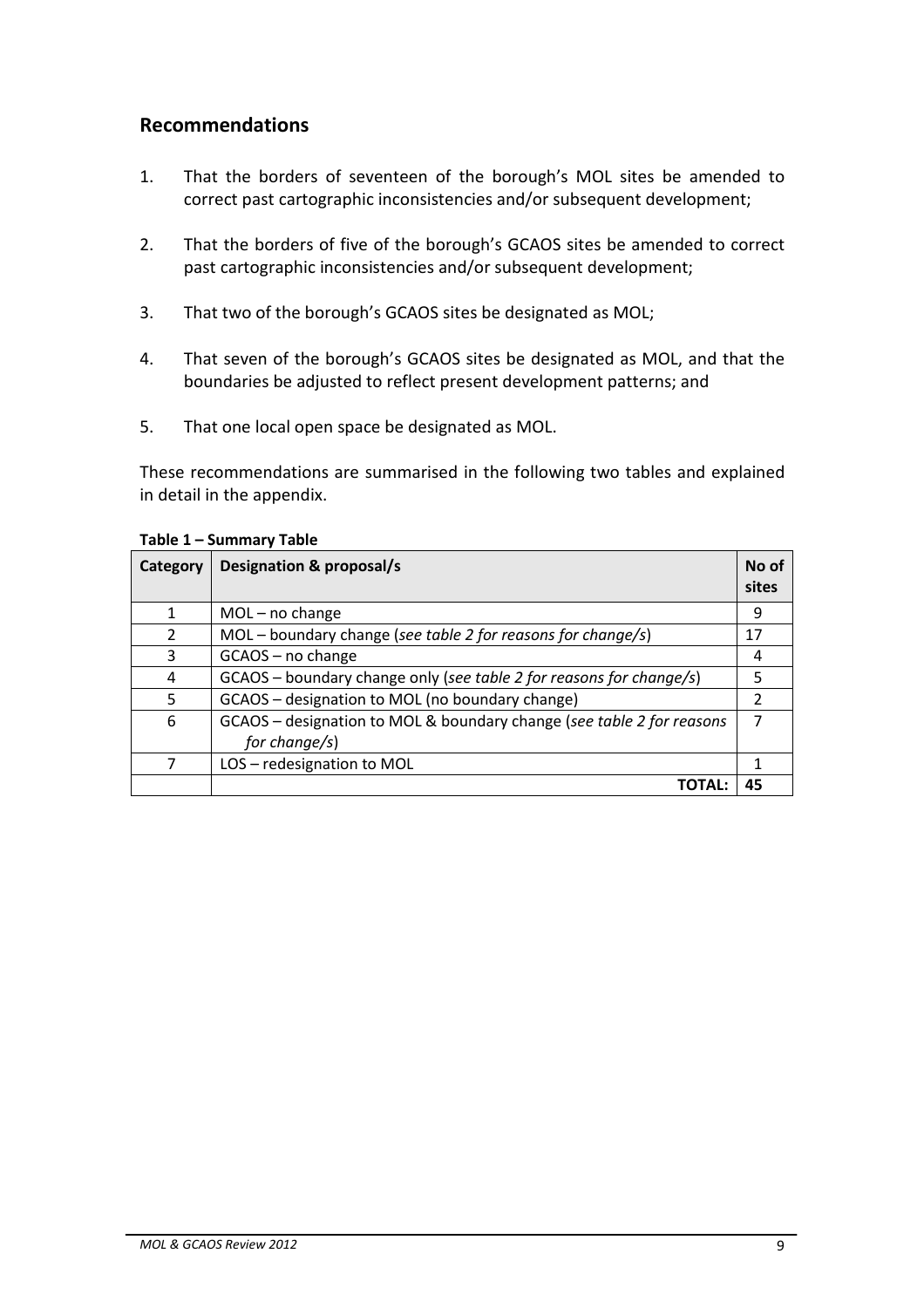## Recommendations

1. That the borders of seventeen of the borough's MOL sites be amended to correct past cartographic inconsistencies and/or subsequent development;

2. That the borders of five of the borough's GCAOS sites be amended to correct past cartographic inconsistencies and/or subsequent development;

3. That two of the borough's GCAOS sites be designated as MOL;

4. That seven of the borough's GCAOS sites be designated as MOL, and that the boundaries be adjusted to reflect present development patterns; and

5. That one local open space be designated as MOL.

These recommendations are summarised in the following two tables and explained in detail in the appendix.

**Table 1 – Summary Table**

| Category | Designation & proposal/s | No of sites |
|---|---|---|
| 1 | MOL – no change | 9 |
| 2 | MOL – boundary change (*see table 2 for reasons for change/s*) | 17 |
| 3 | GCAOS – no change | 4 |
| 4 | GCAOS – boundary change only (*see table 2 for reasons for change/s*) | 5 |
| 5 | GCAOS – designation to MOL (no boundary change) | 2 |
| 6 | GCAOS – designation to MOL & boundary change (*see table 2 for reasons for change/s*) | 7 |
| 7 | LOS – redesignation to MOL | 1 |
| | **TOTAL:** | **45** |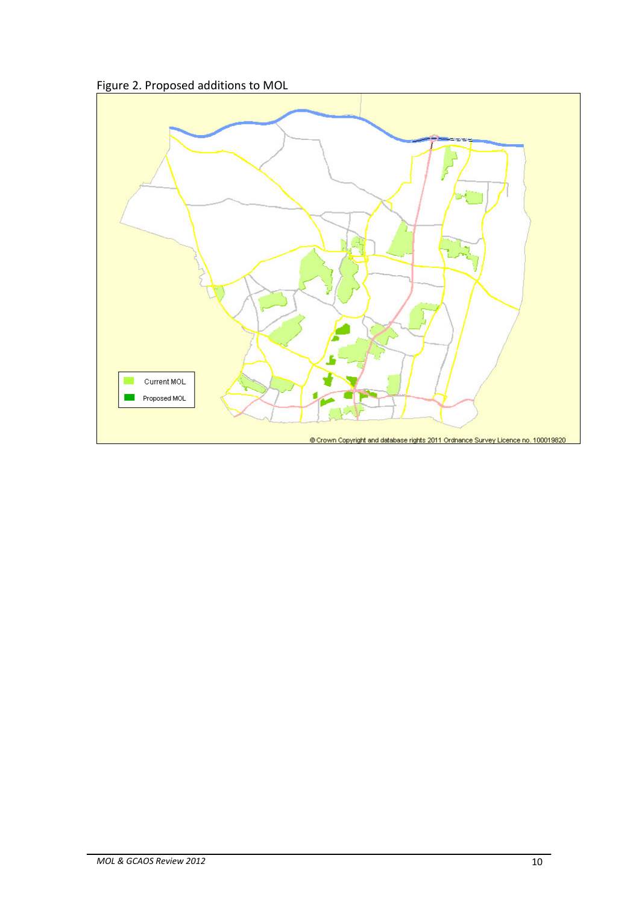Figure 2. Proposed additions to MOL

Current MOL

Proposed MOL

© Crown Copyright and database rights 2011 Ordnance Survey Licence no. 100019820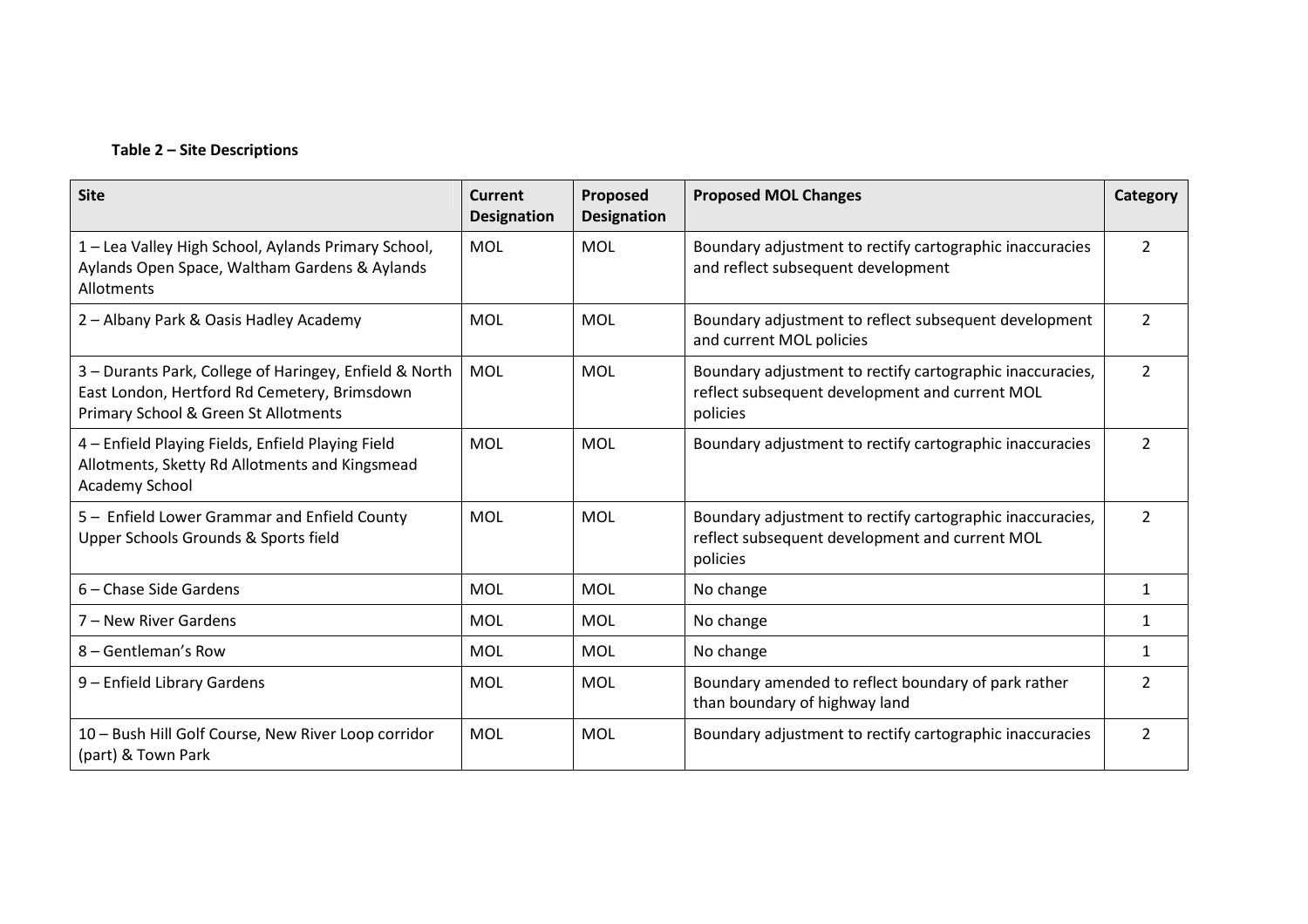**Table 2 – Site Descriptions**

| Site | Current Designation | Proposed Designation | Proposed MOL Changes | Category |
|---|---|---|---|---|
| 1 – Lea Valley High School, Aylands Primary School, Aylands Open Space, Waltham Gardens & Aylands Allotments | MOL | MOL | Boundary adjustment to rectify cartographic inaccuracies and reflect subsequent development | 2 |
| 2 – Albany Park & Oasis Hadley Academy | MOL | MOL | Boundary adjustment to reflect subsequent development and current MOL policies | 2 |
| 3 – Durants Park, College of Haringey, Enfield & North East London, Hertford Rd Cemetery, Brimsdown Primary School & Green St Allotments | MOL | MOL | Boundary adjustment to rectify cartographic inaccuracies, reflect subsequent development and current MOL policies | 2 |
| 4 – Enfield Playing Fields, Enfield Playing Field Allotments, Sketty Rd Allotments and Kingsmead Academy School | MOL | MOL | Boundary adjustment to rectify cartographic inaccuracies | 2 |
| 5 – Enfield Lower Grammar and Enfield County Upper Schools Grounds & Sports field | MOL | MOL | Boundary adjustment to rectify cartographic inaccuracies, reflect subsequent development and current MOL policies | 2 |
| 6 – Chase Side Gardens | MOL | MOL | No change | 1 |
| 7 – New River Gardens | MOL | MOL | No change | 1 |
| 8 – Gentleman's Row | MOL | MOL | No change | 1 |
| 9 – Enfield Library Gardens | MOL | MOL | Boundary amended to reflect boundary of park rather than boundary of highway land | 2 |
| 10 – Bush Hill Golf Course, New River Loop corridor (part) & Town Park | MOL | MOL | Boundary adjustment to rectify cartographic inaccuracies | 2 |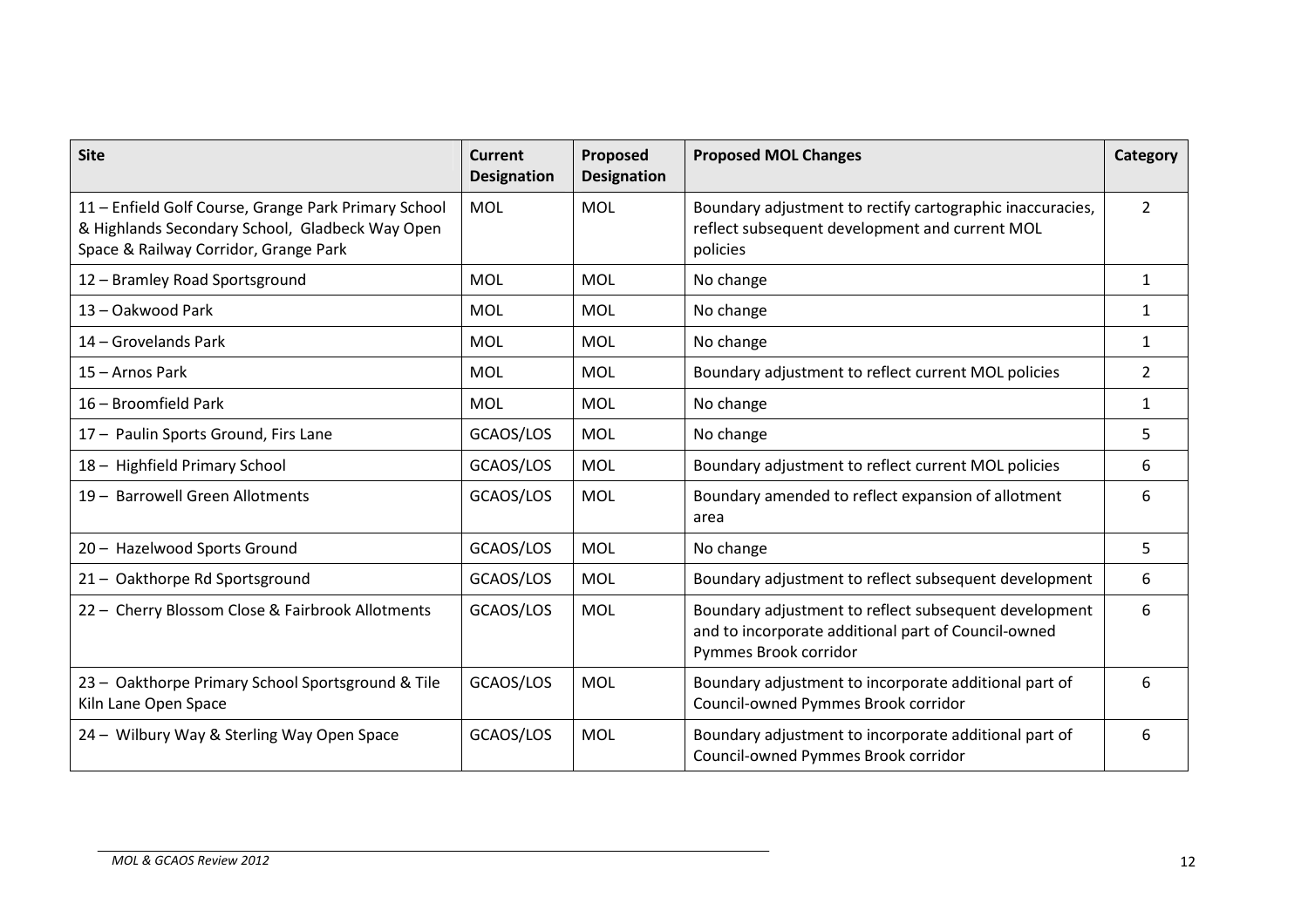| Site | Current Designation | Proposed Designation | Proposed MOL Changes | Category |
|---|---|---|---|---|
| 11 – Enfield Golf Course, Grange Park Primary School & Highlands Secondary School, Gladbeck Way Open Space & Railway Corridor, Grange Park | MOL | MOL | Boundary adjustment to rectify cartographic inaccuracies, reflect subsequent development and current MOL policies | 2 |
| 12 – Bramley Road Sportsground | MOL | MOL | No change | 1 |
| 13 – Oakwood Park | MOL | MOL | No change | 1 |
| 14 – Grovelands Park | MOL | MOL | No change | 1 |
| 15 – Arnos Park | MOL | MOL | Boundary adjustment to reflect current MOL policies | 2 |
| 16 – Broomfield Park | MOL | MOL | No change | 1 |
| 17 – Paulin Sports Ground, Firs Lane | GCAOS/LOS | MOL | No change | 5 |
| 18 – Highfield Primary School | GCAOS/LOS | MOL | Boundary adjustment to reflect current MOL policies | 6 |
| 19 – Barrowell Green Allotments | GCAOS/LOS | MOL | Boundary amended to reflect expansion of allotment area | 6 |
| 20 – Hazelwood Sports Ground | GCAOS/LOS | MOL | No change | 5 |
| 21 – Oakthorpe Rd Sportsground | GCAOS/LOS | MOL | Boundary adjustment to reflect subsequent development | 6 |
| 22 – Cherry Blossom Close & Fairbrook Allotments | GCAOS/LOS | MOL | Boundary adjustment to reflect subsequent development and to incorporate additional part of Council-owned Pymmes Brook corridor | 6 |
| 23 – Oakthorpe Primary School Sportsground & Tile Kiln Lane Open Space | GCAOS/LOS | MOL | Boundary adjustment to incorporate additional part of Council-owned Pymmes Brook corridor | 6 |
| 24 – Wilbury Way & Sterling Way Open Space | GCAOS/LOS | MOL | Boundary adjustment to incorporate additional part of Council-owned Pymmes Brook corridor | 6 |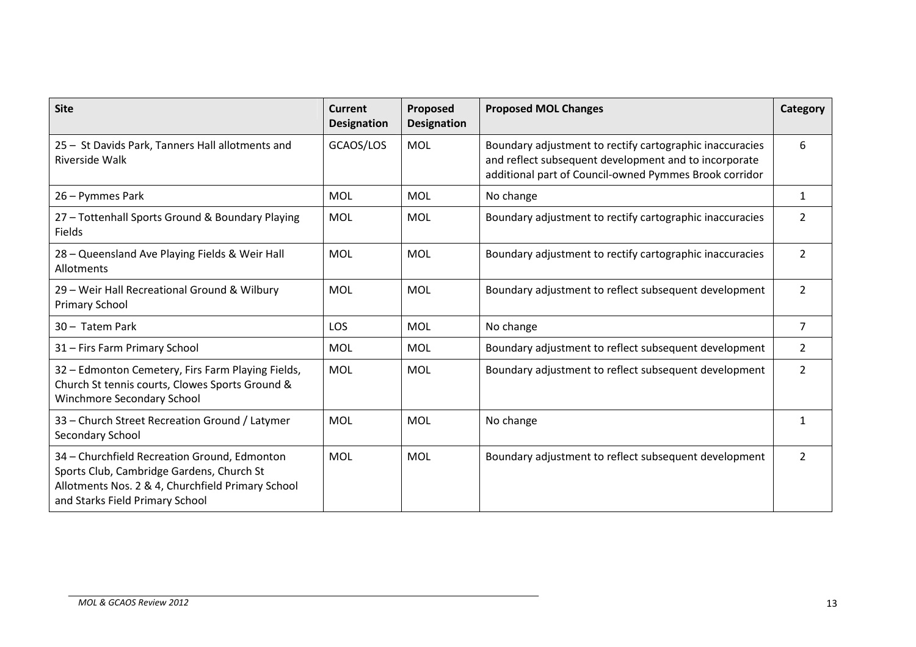| Site | Current Designation | Proposed Designation | Proposed MOL Changes | Category |
|---|---|---|---|---|
| 25 – St Davids Park, Tanners Hall allotments and Riverside Walk | GCAOS/LOS | MOL | Boundary adjustment to rectify cartographic inaccuracies and reflect subsequent development and to incorporate additional part of Council-owned Pymmes Brook corridor | 6 |
| 26 – Pymmes Park | MOL | MOL | No change | 1 |
| 27 – Tottenhall Sports Ground & Boundary Playing Fields | MOL | MOL | Boundary adjustment to rectify cartographic inaccuracies | 2 |
| 28 – Queensland Ave Playing Fields & Weir Hall Allotments | MOL | MOL | Boundary adjustment to rectify cartographic inaccuracies | 2 |
| 29 – Weir Hall Recreational Ground & Wilbury Primary School | MOL | MOL | Boundary adjustment to reflect subsequent development | 2 |
| 30 – Tatem Park | LOS | MOL | No change | 7 |
| 31 – Firs Farm Primary School | MOL | MOL | Boundary adjustment to reflect subsequent development | 2 |
| 32 – Edmonton Cemetery, Firs Farm Playing Fields, Church St tennis courts, Clowes Sports Ground & Winchmore Secondary School | MOL | MOL | Boundary adjustment to reflect subsequent development | 2 |
| 33 – Church Street Recreation Ground / Latymer Secondary School | MOL | MOL | No change | 1 |
| 34 – Churchfield Recreation Ground, Edmonton Sports Club, Cambridge Gardens, Church St Allotments Nos. 2 & 4, Churchfield Primary School and Starks Field Primary School | MOL | MOL | Boundary adjustment to reflect subsequent development | 2 |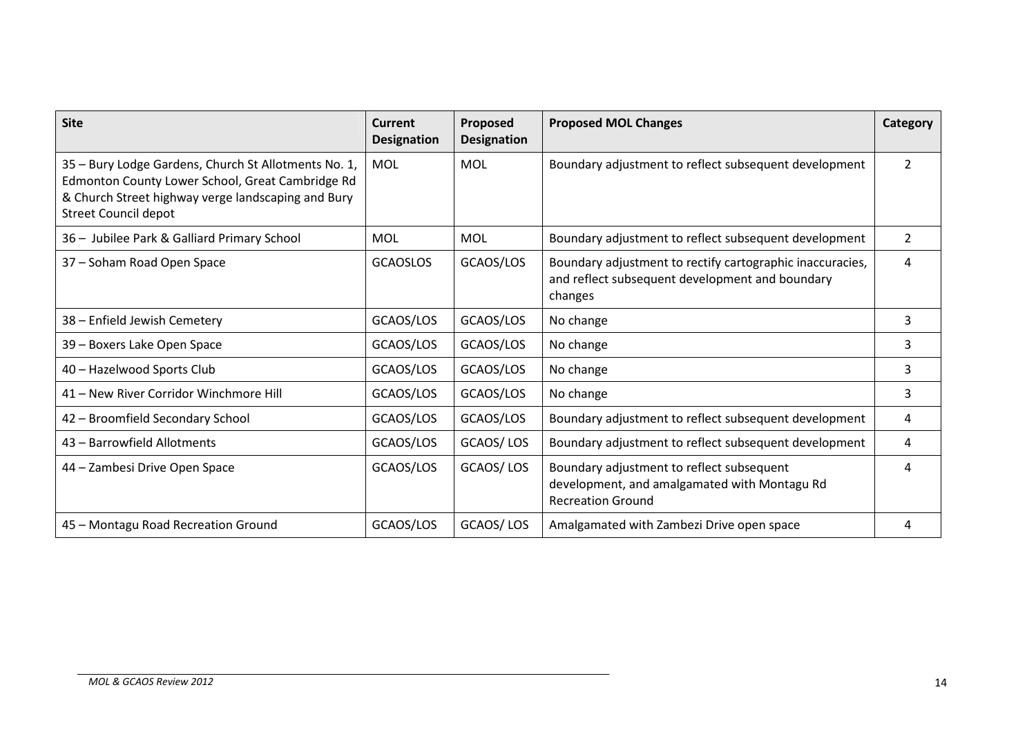| Site | Current Designation | Proposed Designation | Proposed MOL Changes | Category |
|---|---|---|---|---|
| 35 – Bury Lodge Gardens, Church St Allotments No. 1, Edmonton County Lower School, Great Cambridge Rd & Church Street highway verge landscaping and Bury Street Council depot | MOL | MOL | Boundary adjustment to reflect subsequent development | 2 |
| 36 – Jubilee Park & Galliard Primary School | MOL | MOL | Boundary adjustment to reflect subsequent development | 2 |
| 37 – Soham Road Open Space | GCAOSLOS | GCAOS/LOS | Boundary adjustment to rectify cartographic inaccuracies, and reflect subsequent development and boundary changes | 4 |
| 38 – Enfield Jewish Cemetery | GCAOS/LOS | GCAOS/LOS | No change | 3 |
| 39 – Boxers Lake Open Space | GCAOS/LOS | GCAOS/LOS | No change | 3 |
| 40 – Hazelwood Sports Club | GCAOS/LOS | GCAOS/LOS | No change | 3 |
| 41 – New River Corridor Winchmore Hill | GCAOS/LOS | GCAOS/LOS | No change | 3 |
| 42 – Broomfield Secondary School | GCAOS/LOS | GCAOS/LOS | Boundary adjustment to reflect subsequent development | 4 |
| 43 – Barrowfield Allotments | GCAOS/LOS | GCAOS/ LOS | Boundary adjustment to reflect subsequent development | 4 |
| 44 – Zambesi Drive Open Space | GCAOS/LOS | GCAOS/ LOS | Boundary adjustment to reflect subsequent development, and amalgamated with Montagu Rd Recreation Ground | 4 |
| 45 – Montagu Road Recreation Ground | GCAOS/LOS | GCAOS/ LOS | Amalgamated with Zambezi Drive open space | 4 |